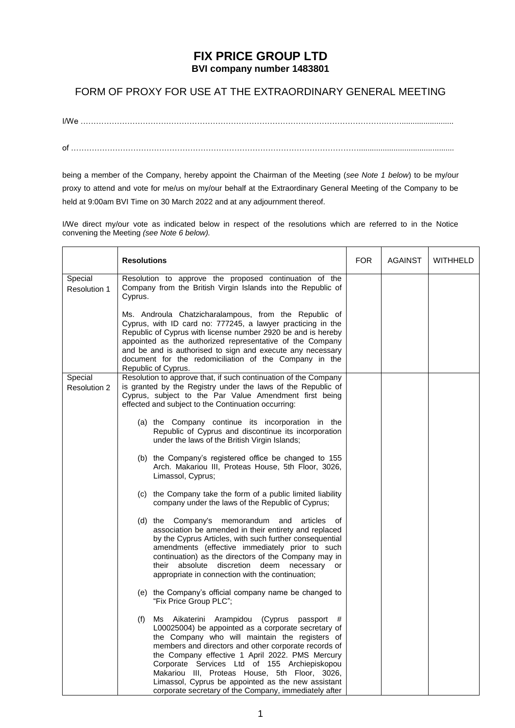# FIX PRICE GROUP LTD

**BVI company number 1483801**

## FORM OF PROXY FOR USE AT THE EXTRAORDINARY GENERAL MEETING

I/We …………………………………………………………………………………………………………….…......................

of ………………………………………………………………………………………………….............................................

being a member of the Company, hereby appoint the Chairman of the Meeting (*see Note 1 below*) to be my/our proxy to attend and vote for me/us on my/our behalf at the Extraordinary General Meeting of the Company to be held at 9:00am BVI Time on 30 March 2022 and at any adjournment thereof.

I/We direct my/our vote as indicated below in respect of the resolutions which are referred to in the Notice convening the Meeting *(see Note 6 below).*

| | **Resolutions** | FOR | AGAINST | WITHHELD |
|---|---|---|---|---|
| Special Resolution 1 | Resolution to approve the proposed continuation of the Company from the British Virgin Islands into the Republic of Cyprus.<br><br>Ms. Androula Chatzicharalampous, from the Republic of Cyprus, with ID card no: 777245, a lawyer practicing in the Republic of Cyprus with license number 2920 be and is hereby appointed as the authorized representative of the Company and be and is authorised to sign and execute any necessary document for the redomiciliation of the Company in the Republic of Cyprus. | | | |
| Special Resolution 2 | Resolution to approve that, if such continuation of the Company is granted by the Registry under the laws of the Republic of Cyprus, subject to the Par Value Amendment first being effected and subject to the Continuation occurring:<br><br>(a) the Company continue its incorporation in the Republic of Cyprus and discontinue its incorporation under the laws of the British Virgin Islands;<br><br>(b) the Company's registered office be changed to 155 Arch. Makariou III, Proteas House, 5th Floor, 3026, Limassol, Cyprus;<br><br>(c) the Company take the form of a public limited liability company under the laws of the Republic of Cyprus;<br><br>(d) the Company's memorandum and articles of association be amended in their entirety and replaced by the Cyprus Articles, with such further consequential amendments (effective immediately prior to such continuation) as the directors of the Company may in their absolute discretion deem necessary or appropriate in connection with the continuation;<br><br>(e) the Company's official company name be changed to "Fix Price Group PLC";<br><br>(f) Ms Aikaterini Arampidou (Cyprus passport # L00025004) be appointed as a corporate secretary of the Company who will maintain the registers of members and directors and other corporate records of the Company effective 1 April 2022. PMS Mercury Corporate Services Ltd of 155 Archiepiskopou Makariou III, Proteas House, 5th Floor, 3026, Limassol, Cyprus be appointed as the new assistant corporate secretary of the Company, immediately after | | | |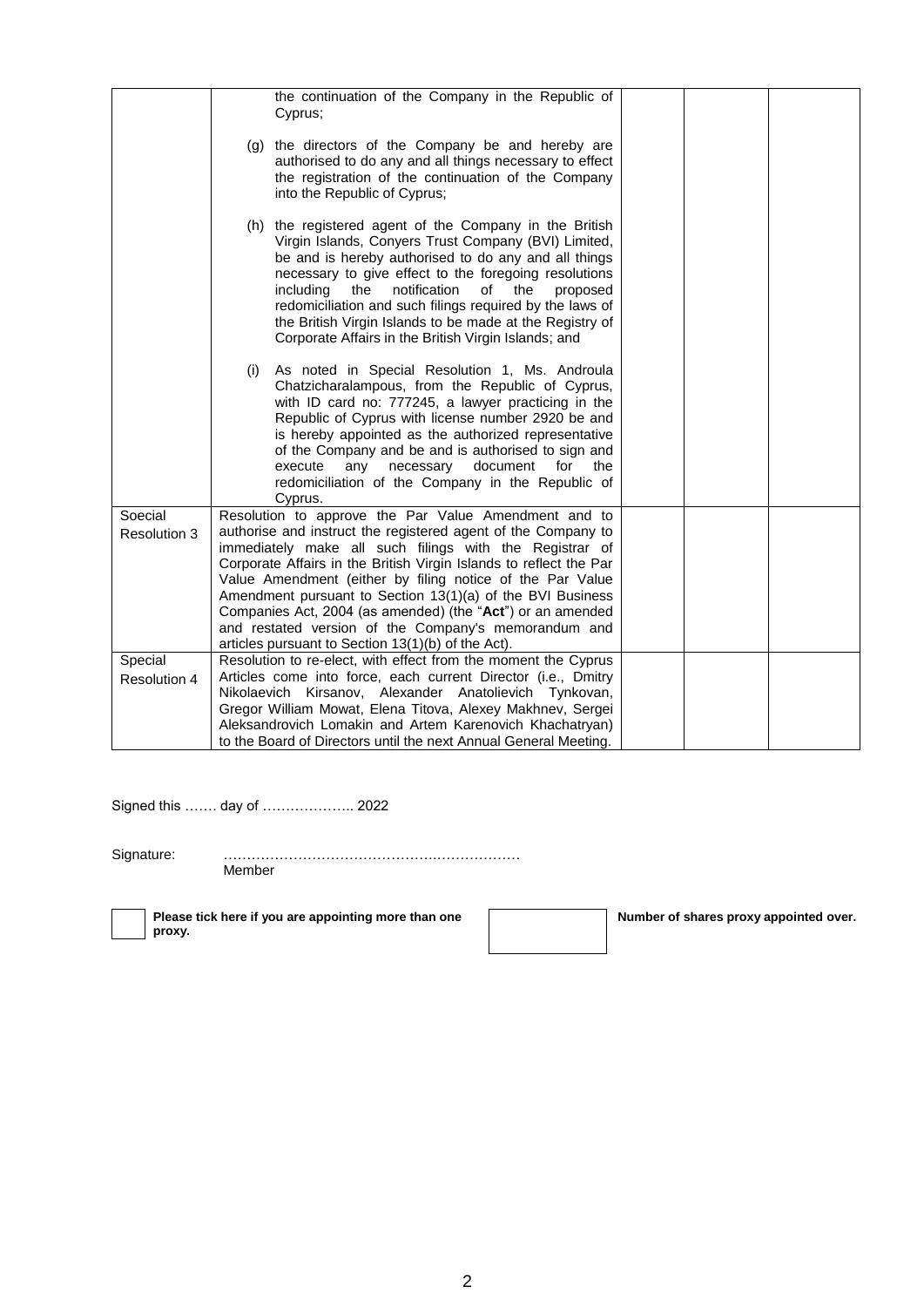| | | | | |
|---|---|---|---|---|
| | the continuation of the Company in the Republic of Cyprus;<br><br>(g) the directors of the Company be and hereby are authorised to do any and all things necessary to effect the registration of the continuation of the Company into the Republic of Cyprus;<br><br>(h) the registered agent of the Company in the British Virgin Islands, Conyers Trust Company (BVI) Limited, be and is hereby authorised to do any and all things necessary to give effect to the foregoing resolutions including the notification of the proposed redomiciliation and such filings required by the laws of the British Virgin Islands to be made at the Registry of Corporate Affairs in the British Virgin Islands; and<br><br>(i) As noted in Special Resolution 1, Ms. Androula Chatzicharalampous, from the Republic of Cyprus, with ID card no: 777245, a lawyer practicing in the Republic of Cyprus with license number 2920 be and is hereby appointed as the authorized representative of the Company and be and is authorised to sign and execute any necessary document for the redomiciliation of the Company in the Republic of Cyprus. | | | |
| Soecial Resolution 3 | Resolution to approve the Par Value Amendment and to authorise and instruct the registered agent of the Company to immediately make all such filings with the Registrar of Corporate Affairs in the British Virgin Islands to reflect the Par Value Amendment (either by filing notice of the Par Value Amendment pursuant to Section 13(1)(a) of the BVI Business Companies Act, 2004 (as amended) (the "**Act**") or an amended and restated version of the Company's memorandum and articles pursuant to Section 13(1)(b) of the Act). | | | |
| Special Resolution 4 | Resolution to re-elect, with effect from the moment the Cyprus Articles come into force, each current Director (i.e., Dmitry Nikolaevich Kirsanov, Alexander Anatolievich Tynkovan, Gregor William Mowat, Elena Titova, Alexey Makhnev, Sergei Aleksandrovich Lomakin and Artem Karenovich Khachatryan) to the Board of Directors until the next Annual General Meeting. | | | |

Signed this ……. day of ……………….. 2022

Signature: ………………………………………………………
Member

☐ **Please tick here if you are appointing more than one proxy.**

☐ **Number of shares proxy appointed over.**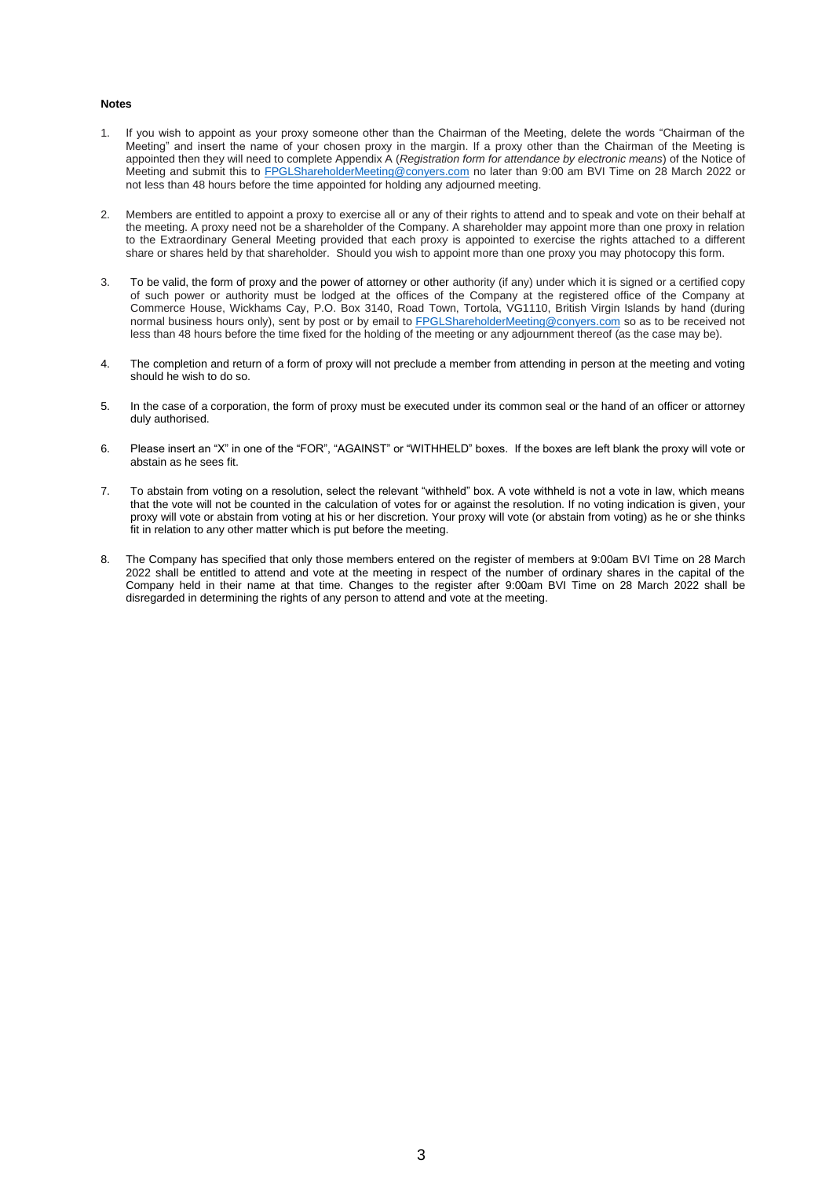**Notes**

1. If you wish to appoint as your proxy someone other than the Chairman of the Meeting, delete the words "Chairman of the Meeting" and insert the name of your chosen proxy in the margin. If a proxy other than the Chairman of the Meeting is appointed then they will need to complete Appendix A (*Registration form for attendance by electronic means*) of the Notice of Meeting and submit this to FPGLShareholderMeeting@conyers.com no later than 9:00 am BVI Time on 28 March 2022 or not less than 48 hours before the time appointed for holding any adjourned meeting.

2. Members are entitled to appoint a proxy to exercise all or any of their rights to attend and to speak and vote on their behalf at the meeting. A proxy need not be a shareholder of the Company. A shareholder may appoint more than one proxy in relation to the Extraordinary General Meeting provided that each proxy is appointed to exercise the rights attached to a different share or shares held by that shareholder. Should you wish to appoint more than one proxy you may photocopy this form.

3. To be valid, the form of proxy and the power of attorney or other authority (if any) under which it is signed or a certified copy of such power or authority must be lodged at the offices of the Company at the registered office of the Company at Commerce House, Wickhams Cay, P.O. Box 3140, Road Town, Tortola, VG1110, British Virgin Islands by hand (during normal business hours only), sent by post or by email to FPGLShareholderMeeting@conyers.com so as to be received not less than 48 hours before the time fixed for the holding of the meeting or any adjournment thereof (as the case may be).

4. The completion and return of a form of proxy will not preclude a member from attending in person at the meeting and voting should he wish to do so.

5. In the case of a corporation, the form of proxy must be executed under its common seal or the hand of an officer or attorney duly authorised.

6. Please insert an "X" in one of the "FOR", "AGAINST" or "WITHHELD" boxes. If the boxes are left blank the proxy will vote or abstain as he sees fit.

7. To abstain from voting on a resolution, select the relevant "withheld" box. A vote withheld is not a vote in law, which means that the vote will not be counted in the calculation of votes for or against the resolution. If no voting indication is given, your proxy will vote or abstain from voting at his or her discretion. Your proxy will vote (or abstain from voting) as he or she thinks fit in relation to any other matter which is put before the meeting.

8. The Company has specified that only those members entered on the register of members at 9:00am BVI Time on 28 March 2022 shall be entitled to attend and vote at the meeting in respect of the number of ordinary shares in the capital of the Company held in their name at that time. Changes to the register after 9:00am BVI Time on 28 March 2022 shall be disregarded in determining the rights of any person to attend and vote at the meeting.